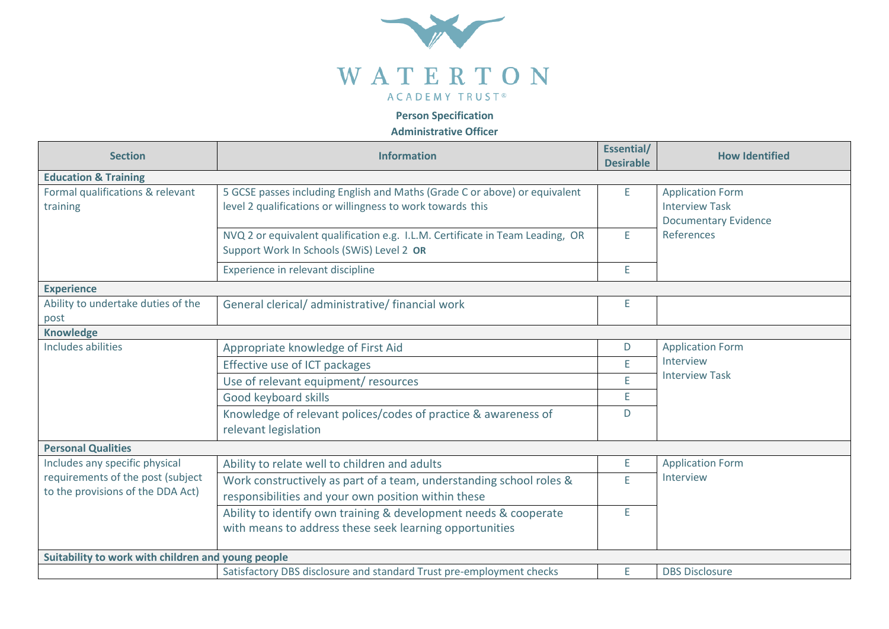WATERTON
ACADEMY TRUST®

**Person Specification**

**Administrative Officer**

| Section | Information | Essential/ Desirable | How Identified |
|---|---|---|---|
| **Education & Training** | | | |
| Formal qualifications & relevant training | 5 GCSE passes including English and Maths (Grade C or above) or equivalent level 2 qualifications or willingness to work towards this | E | Application Form<br>Interview Task<br>Documentary Evidence<br>References |
| | NVQ 2 or equivalent qualification e.g. I.L.M. Certificate in Team Leading, OR Support Work In Schools (SWiS) Level 2 **OR** | E | |
| | Experience in relevant discipline | E | |
| **Experience** | | | |
| Ability to undertake duties of the post | General clerical/ administrative/ financial work | E | |
| **Knowledge** | | | |
| Includes abilities | Appropriate knowledge of First Aid | D | Application Form<br>Interview<br>Interview Task |
| | Effective use of ICT packages | E | |
| | Use of relevant equipment/ resources | E | |
| | Good keyboard skills | E | |
| | Knowledge of relevant polices/codes of practice & awareness of relevant legislation | D | |
| **Personal Qualities** | | | |
| Includes any specific physical requirements of the post (subject to the provisions of the DDA Act) | Ability to relate well to children and adults | E | Application Form<br>Interview |
| | Work constructively as part of a team, understanding school roles & responsibilities and your own position within these | E | |
| | Ability to identify own training & development needs & cooperate with means to address these seek learning opportunities | E | |
| **Suitability to work with children and young people** | | | |
| | Satisfactory DBS disclosure and standard Trust pre-employment checks | E | DBS Disclosure |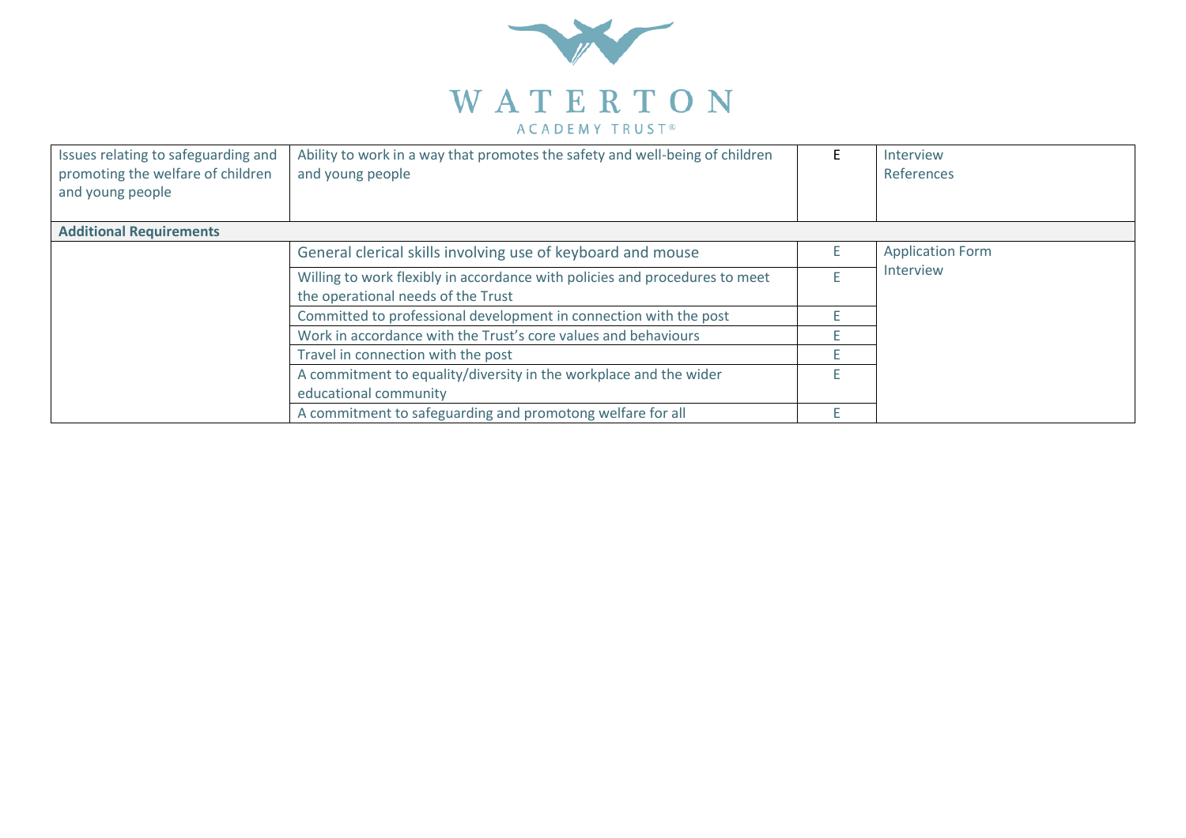| | | | |
|---|---|---|---|
| Issues relating to safeguarding and promoting the welfare of children and young people | Ability to work in a way that promotes the safety and well-being of children and young people | E | Interview<br>References |
| **Additional Requirements** | | | |
| | General clerical skills involving use of keyboard and mouse | E | Application Form<br>Interview |
| | Willing to work flexibly in accordance with policies and procedures to meet the operational needs of the Trust | E | |
| | Committed to professional development in connection with the post | E | |
| | Work in accordance with the Trust's core values and behaviours | E | |
| | Travel in connection with the post | E | |
| | A commitment to equality/diversity in the workplace and the wider educational community | E | |
| | A commitment to safeguarding and promotong welfare for all | E | |